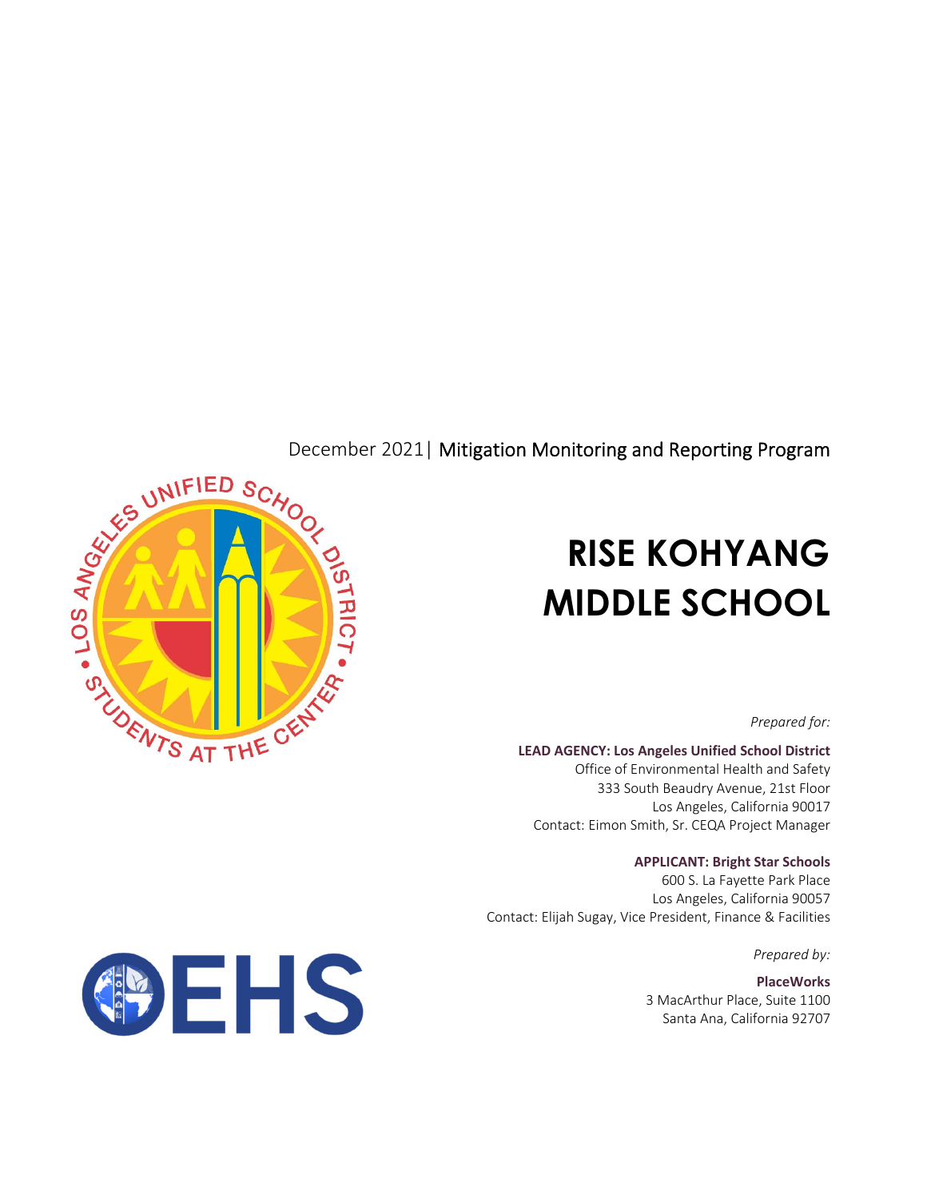December 2021| Mitigation Monitoring and Reporting Program

# RISE KOHYANG MIDDLE SCHOOL

*Prepared for:*

**LEAD AGENCY: Los Angeles Unified School District**
Office of Environmental Health and Safety
333 South Beaudry Avenue, 21st Floor
Los Angeles, California 90017
Contact: Eimon Smith, Sr. CEQA Project Manager

**APPLICANT: Bright Star Schools**
600 S. La Fayette Park Place
Los Angeles, California 90057
Contact: Elijah Sugay, Vice President, Finance & Facilities

*Prepared by:*

**PlaceWorks**
3 MacArthur Place, Suite 1100
Santa Ana, California 92707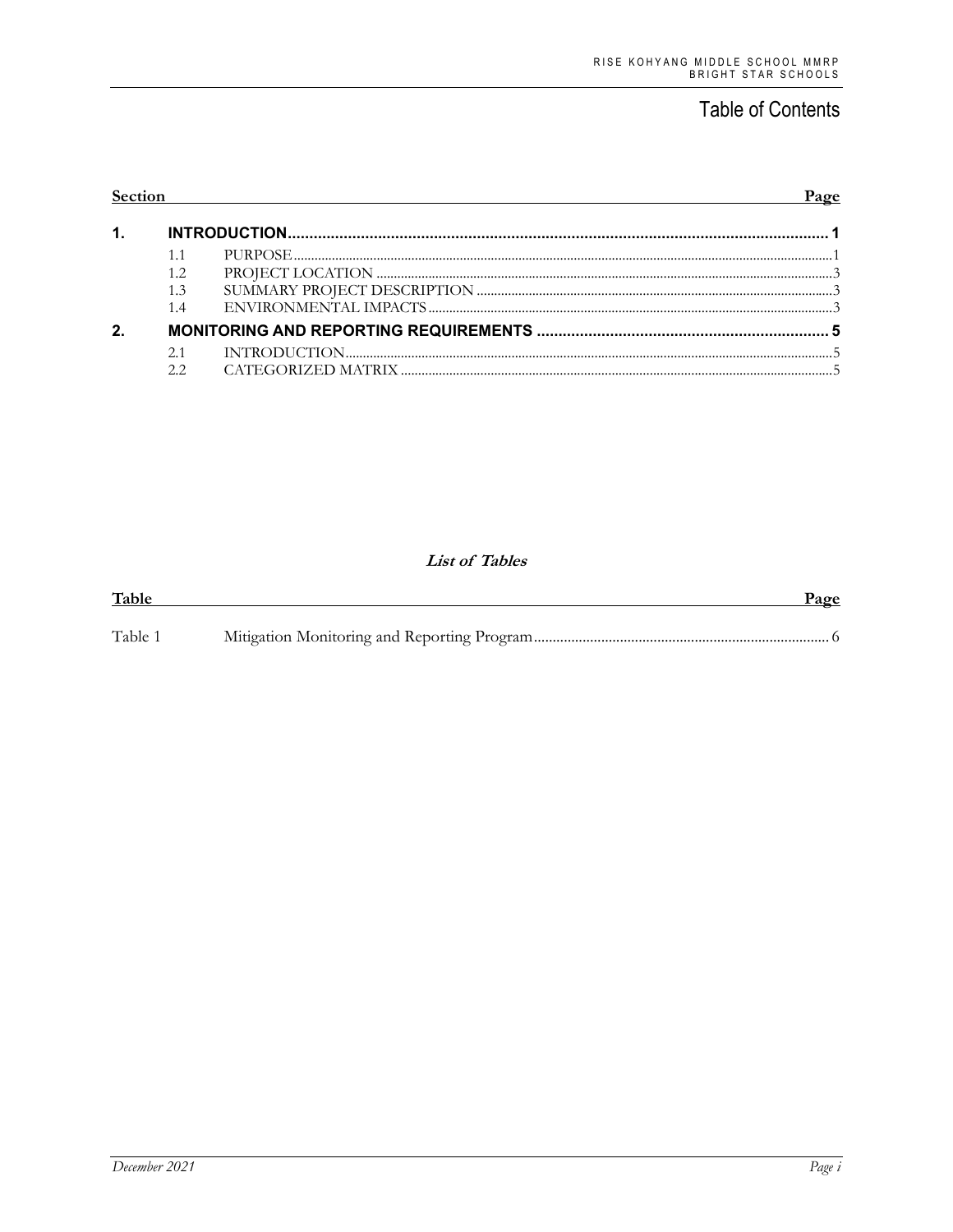# Table of Contents

| Section | | Page |
|---|---|---|
| **1.** | **INTRODUCTION** | **1** |
| 1.1 | PURPOSE | 1 |
| 1.2 | PROJECT LOCATION | 3 |
| 1.3 | SUMMARY PROJECT DESCRIPTION | 3 |
| 1.4 | ENVIRONMENTAL IMPACTS | 3 |
| **2.** | **MONITORING AND REPORTING REQUIREMENTS** | **5** |
| 2.1 | INTRODUCTION | 5 |
| 2.2 | CATEGORIZED MATRIX | 5 |

## *List of Tables*

| Table | | Page |
|---|---|---|
| Table 1 | Mitigation Monitoring and Reporting Program | 6 |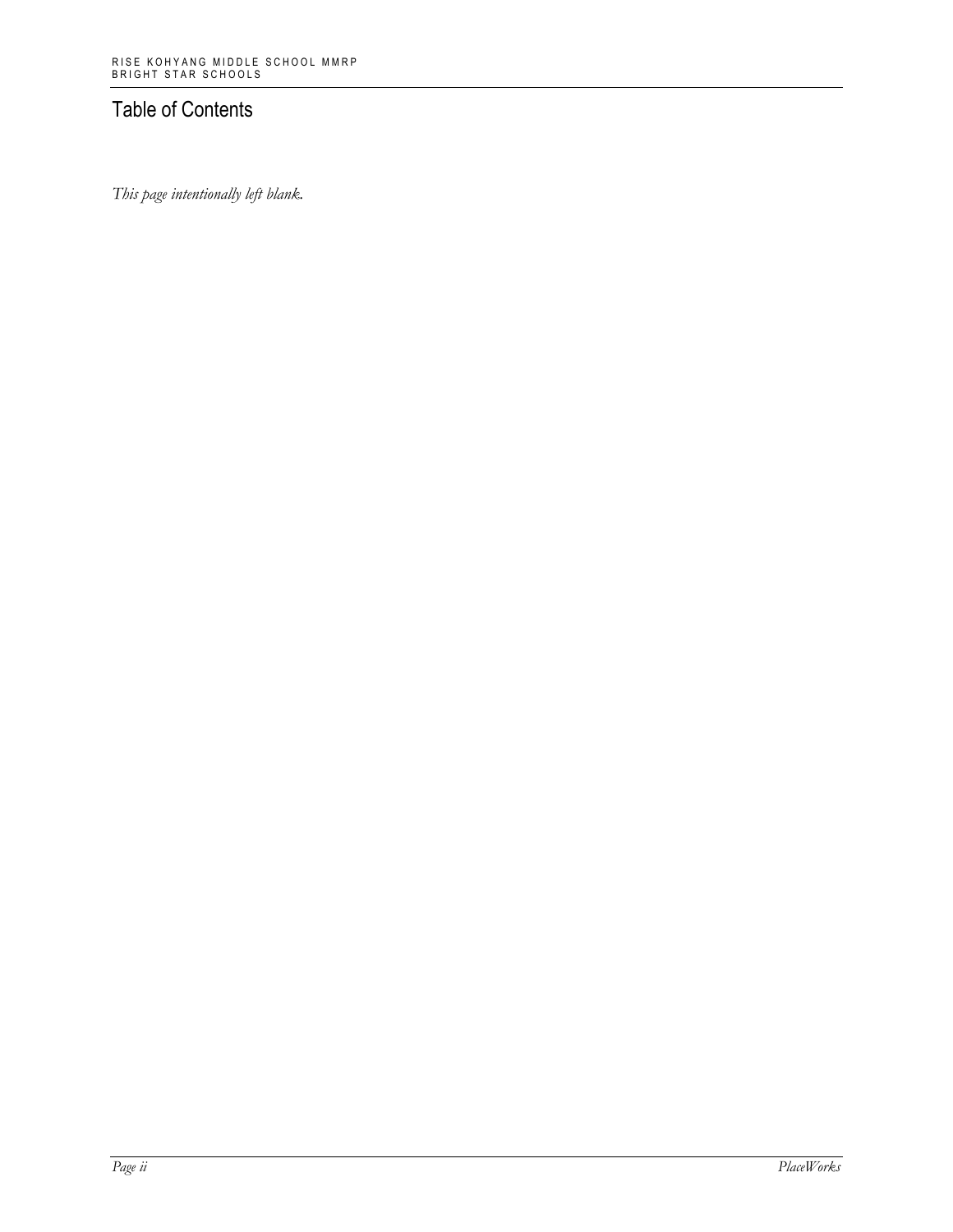## Table of Contents

*This page intentionally left blank.*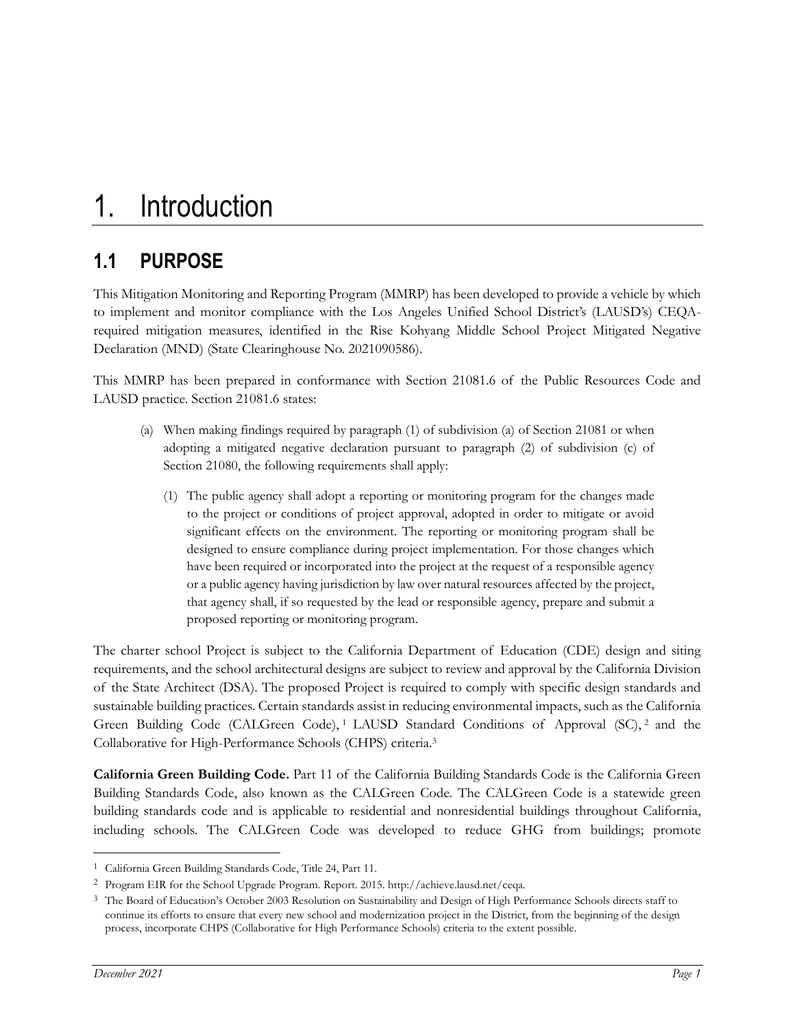# 1. Introduction

## 1.1 PURPOSE

This Mitigation Monitoring and Reporting Program (MMRP) has been developed to provide a vehicle by which to implement and monitor compliance with the Los Angeles Unified School District's (LAUSD's) CEQA-required mitigation measures, identified in the Rise Kohyang Middle School Project Mitigated Negative Declaration (MND) (State Clearinghouse No. 2021090586).

This MMRP has been prepared in conformance with Section 21081.6 of the Public Resources Code and LAUSD practice. Section 21081.6 states:

> (a) When making findings required by paragraph (1) of subdivision (a) of Section 21081 or when adopting a mitigated negative declaration pursuant to paragraph (2) of subdivision (c) of Section 21080, the following requirements shall apply:
>
> (1) The public agency shall adopt a reporting or monitoring program for the changes made to the project or conditions of project approval, adopted in order to mitigate or avoid significant effects on the environment. The reporting or monitoring program shall be designed to ensure compliance during project implementation. For those changes which have been required or incorporated into the project at the request of a responsible agency or a public agency having jurisdiction by law over natural resources affected by the project, that agency shall, if so requested by the lead or responsible agency, prepare and submit a proposed reporting or monitoring program.

The charter school Project is subject to the California Department of Education (CDE) design and siting requirements, and the school architectural designs are subject to review and approval by the California Division of the State Architect (DSA). The proposed Project is required to comply with specific design standards and sustainable building practices. Certain standards assist in reducing environmental impacts, such as the California Green Building Code (CALGreen Code),[1] LAUSD Standard Conditions of Approval (SC),[2] and the Collaborative for High-Performance Schools (CHPS) criteria.[3]

**California Green Building Code.** Part 11 of the California Building Standards Code is the California Green Building Standards Code, also known as the CALGreen Code. The CALGreen Code is a statewide green building standards code and is applicable to residential and nonresidential buildings throughout California, including schools. The CALGreen Code was developed to reduce GHG from buildings; promote

---

[1] California Green Building Standards Code, Title 24, Part 11.

[2] Program EIR for the School Upgrade Program. Report. 2015. http://achieve.lausd.net/ceqa.

[3] The Board of Education's October 2003 Resolution on Sustainability and Design of High Performance Schools directs staff to continue its efforts to ensure that every new school and modernization project in the District, from the beginning of the design process, incorporate CHPS (Collaborative for High Performance Schools) criteria to the extent possible.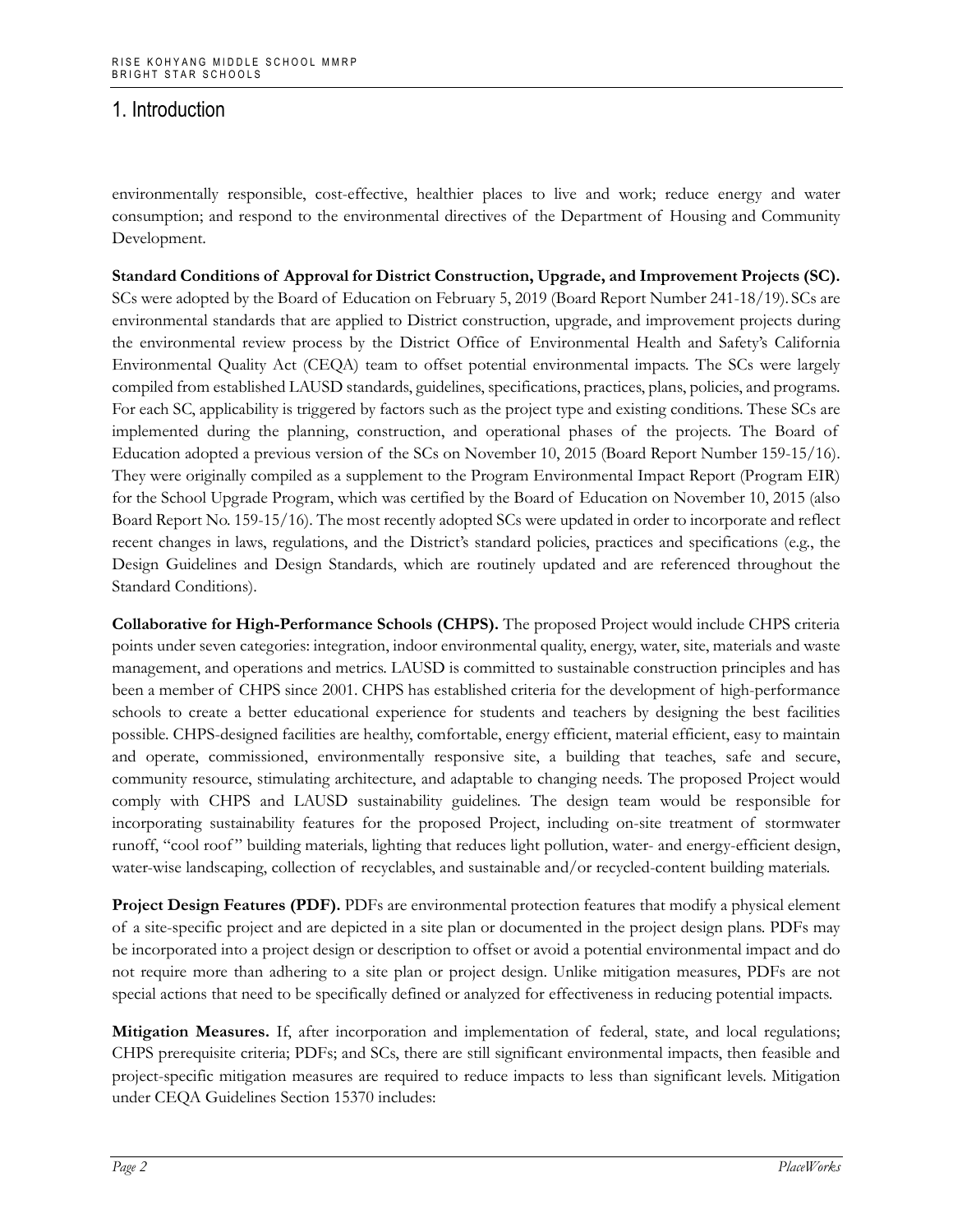# 1. Introduction

environmentally responsible, cost-effective, healthier places to live and work; reduce energy and water consumption; and respond to the environmental directives of the Department of Housing and Community Development.

**Standard Conditions of Approval for District Construction, Upgrade, and Improvement Projects (SC).** SCs were adopted by the Board of Education on February 5, 2019 (Board Report Number 241-18/19). SCs are environmental standards that are applied to District construction, upgrade, and improvement projects during the environmental review process by the District Office of Environmental Health and Safety's California Environmental Quality Act (CEQA) team to offset potential environmental impacts. The SCs were largely compiled from established LAUSD standards, guidelines, specifications, practices, plans, policies, and programs. For each SC, applicability is triggered by factors such as the project type and existing conditions. These SCs are implemented during the planning, construction, and operational phases of the projects. The Board of Education adopted a previous version of the SCs on November 10, 2015 (Board Report Number 159-15/16). They were originally compiled as a supplement to the Program Environmental Impact Report (Program EIR) for the School Upgrade Program, which was certified by the Board of Education on November 10, 2015 (also Board Report No. 159-15/16). The most recently adopted SCs were updated in order to incorporate and reflect recent changes in laws, regulations, and the District's standard policies, practices and specifications (e.g., the Design Guidelines and Design Standards, which are routinely updated and are referenced throughout the Standard Conditions).

**Collaborative for High-Performance Schools (CHPS).** The proposed Project would include CHPS criteria points under seven categories: integration, indoor environmental quality, energy, water, site, materials and waste management, and operations and metrics. LAUSD is committed to sustainable construction principles and has been a member of CHPS since 2001. CHPS has established criteria for the development of high-performance schools to create a better educational experience for students and teachers by designing the best facilities possible. CHPS-designed facilities are healthy, comfortable, energy efficient, material efficient, easy to maintain and operate, commissioned, environmentally responsive site, a building that teaches, safe and secure, community resource, stimulating architecture, and adaptable to changing needs. The proposed Project would comply with CHPS and LAUSD sustainability guidelines. The design team would be responsible for incorporating sustainability features for the proposed Project, including on-site treatment of stormwater runoff, "cool roof" building materials, lighting that reduces light pollution, water- and energy-efficient design, water-wise landscaping, collection of recyclables, and sustainable and/or recycled-content building materials.

**Project Design Features (PDF).** PDFs are environmental protection features that modify a physical element of a site-specific project and are depicted in a site plan or documented in the project design plans. PDFs may be incorporated into a project design or description to offset or avoid a potential environmental impact and do not require more than adhering to a site plan or project design. Unlike mitigation measures, PDFs are not special actions that need to be specifically defined or analyzed for effectiveness in reducing potential impacts.

**Mitigation Measures.** If, after incorporation and implementation of federal, state, and local regulations; CHPS prerequisite criteria; PDFs; and SCs, there are still significant environmental impacts, then feasible and project-specific mitigation measures are required to reduce impacts to less than significant levels. Mitigation under CEQA Guidelines Section 15370 includes: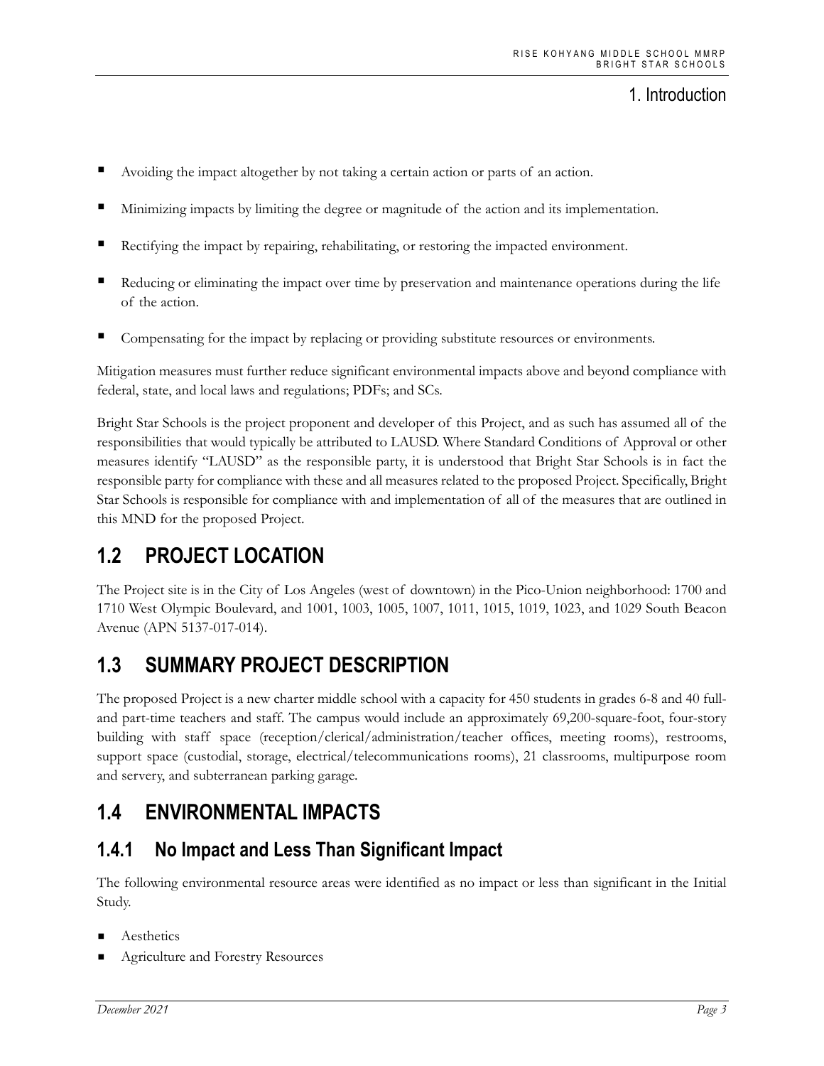- Avoiding the impact altogether by not taking a certain action or parts of an action.
- Minimizing impacts by limiting the degree or magnitude of the action and its implementation.
- Rectifying the impact by repairing, rehabilitating, or restoring the impacted environment.
- Reducing or eliminating the impact over time by preservation and maintenance operations during the life of the action.
- Compensating for the impact by replacing or providing substitute resources or environments.

Mitigation measures must further reduce significant environmental impacts above and beyond compliance with federal, state, and local laws and regulations; PDFs; and SCs.

Bright Star Schools is the project proponent and developer of this Project, and as such has assumed all of the responsibilities that would typically be attributed to LAUSD. Where Standard Conditions of Approval or other measures identify "LAUSD" as the responsible party, it is understood that Bright Star Schools is in fact the responsible party for compliance with these and all measures related to the proposed Project. Specifically, Bright Star Schools is responsible for compliance with and implementation of all of the measures that are outlined in this MND for the proposed Project.

## 1.2 PROJECT LOCATION

The Project site is in the City of Los Angeles (west of downtown) in the Pico-Union neighborhood: 1700 and 1710 West Olympic Boulevard, and 1001, 1003, 1005, 1007, 1011, 1015, 1019, 1023, and 1029 South Beacon Avenue (APN 5137-017-014).

## 1.3 SUMMARY PROJECT DESCRIPTION

The proposed Project is a new charter middle school with a capacity for 450 students in grades 6-8 and 40 full- and part-time teachers and staff. The campus would include an approximately 69,200-square-foot, four-story building with staff space (reception/clerical/administration/teacher offices, meeting rooms), restrooms, support space (custodial, storage, electrical/telecommunications rooms), 21 classrooms, multipurpose room and servery, and subterranean parking garage.

## 1.4 ENVIRONMENTAL IMPACTS

### 1.4.1 No Impact and Less Than Significant Impact

The following environmental resource areas were identified as no impact or less than significant in the Initial Study.

- Aesthetics
- Agriculture and Forestry Resources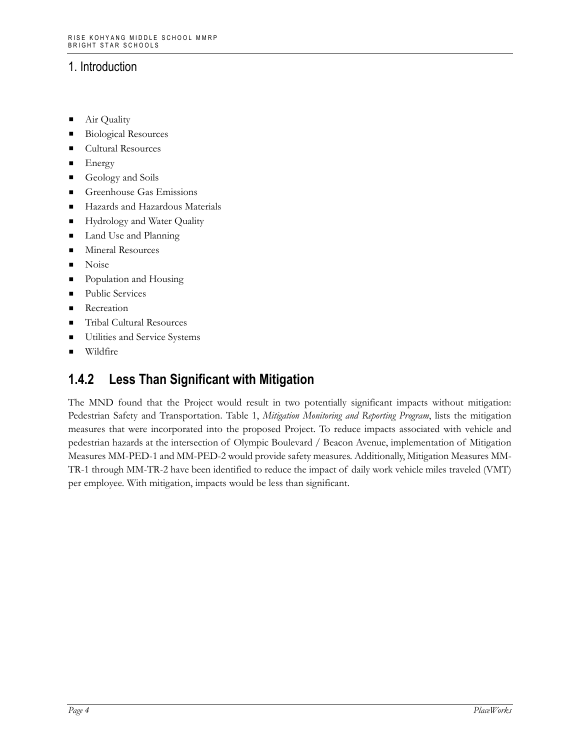- Air Quality
- Biological Resources
- Cultural Resources
- Energy
- Geology and Soils
- Greenhouse Gas Emissions
- Hazards and Hazardous Materials
- Hydrology and Water Quality
- Land Use and Planning
- Mineral Resources
- Noise
- Population and Housing
- Public Services
- Recreation
- Tribal Cultural Resources
- Utilities and Service Systems
- Wildfire

### 1.4.2 Less Than Significant with Mitigation

The MND found that the Project would result in two potentially significant impacts without mitigation: Pedestrian Safety and Transportation. Table 1, *Mitigation Monitoring and Reporting Program*, lists the mitigation measures that were incorporated into the proposed Project. To reduce impacts associated with vehicle and pedestrian hazards at the intersection of Olympic Boulevard / Beacon Avenue, implementation of Mitigation Measures MM-PED-1 and MM-PED-2 would provide safety measures. Additionally, Mitigation Measures MM-TR-1 through MM-TR-2 have been identified to reduce the impact of daily work vehicle miles traveled (VMT) per employee. With mitigation, impacts would be less than significant.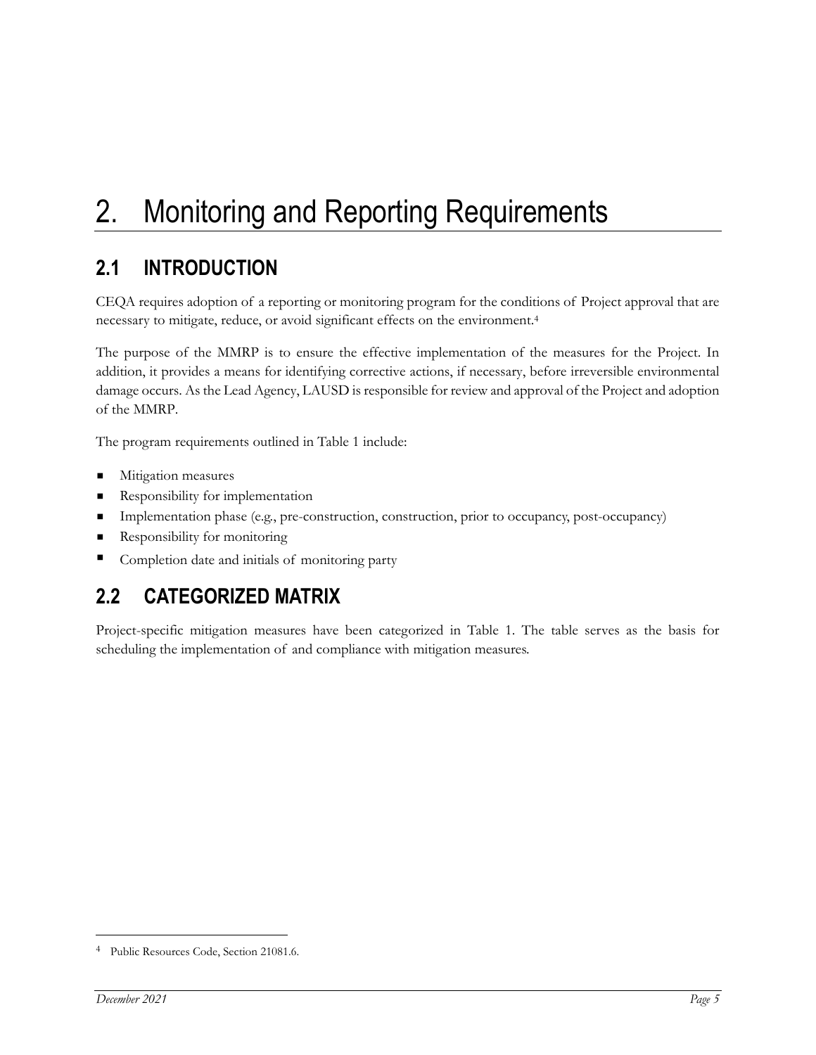# 2. Monitoring and Reporting Requirements

## 2.1 INTRODUCTION

CEQA requires adoption of a reporting or monitoring program for the conditions of Project approval that are necessary to mitigate, reduce, or avoid significant effects on the environment.[4]

The purpose of the MMRP is to ensure the effective implementation of the measures for the Project. In addition, it provides a means for identifying corrective actions, if necessary, before irreversible environmental damage occurs. As the Lead Agency, LAUSD is responsible for review and approval of the Project and adoption of the MMRP.

The program requirements outlined in Table 1 include:

- Mitigation measures
- Responsibility for implementation
- Implementation phase (e.g., pre-construction, construction, prior to occupancy, post-occupancy)
- Responsibility for monitoring
- Completion date and initials of monitoring party

## 2.2 CATEGORIZED MATRIX

Project-specific mitigation measures have been categorized in Table 1. The table serves as the basis for scheduling the implementation of and compliance with mitigation measures.

[4] Public Resources Code, Section 21081.6.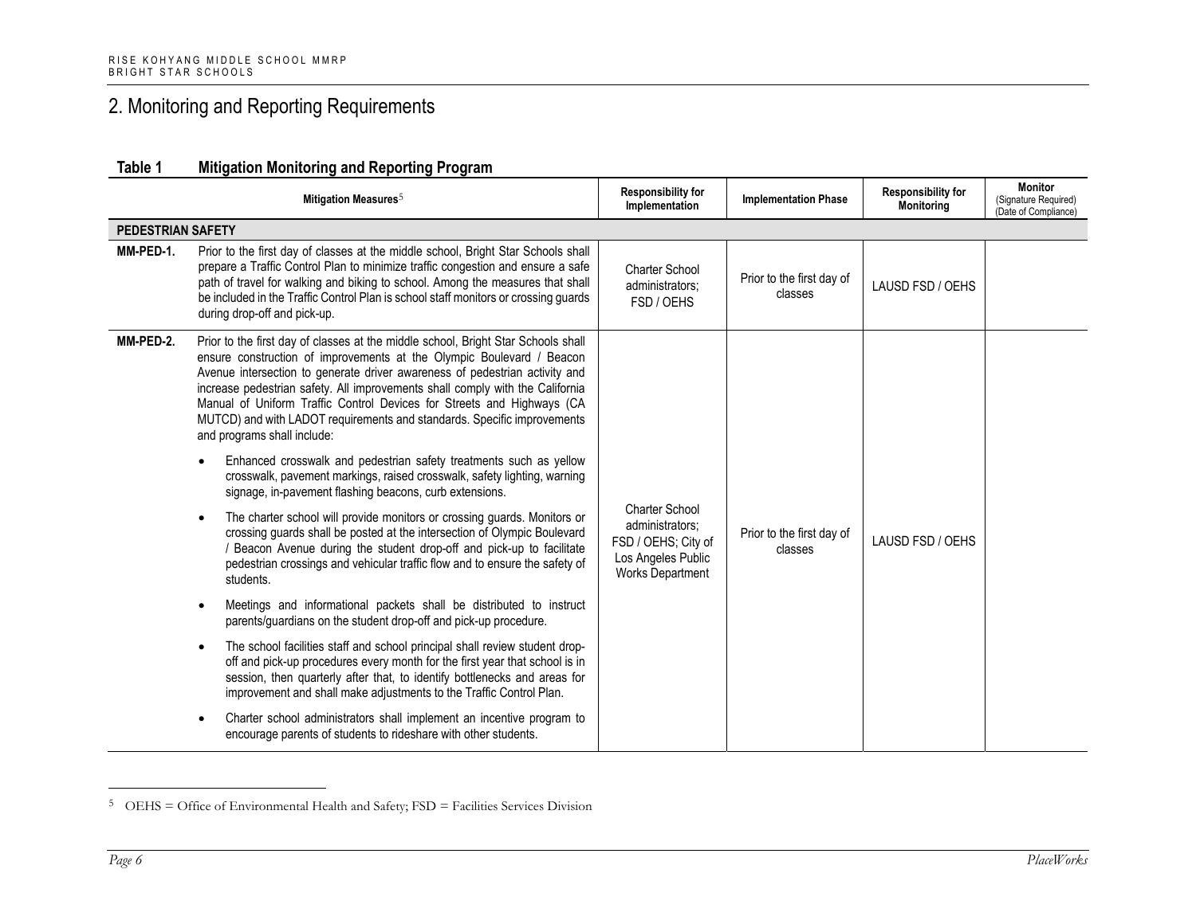## 2. Monitoring and Reporting Requirements

**Table 1 Mitigation Monitoring and Reporting Program**

| | Mitigation Measures[5] | Responsibility for Implementation | Implementation Phase | Responsibility for Monitoring | Monitor (Signature Required) (Date of Compliance) |
|---|---|---|---|---|---|
| **PEDESTRIAN SAFETY** | | | | | |
| **MM-PED-1.** | Prior to the first day of classes at the middle school, Bright Star Schools shall prepare a Traffic Control Plan to minimize traffic congestion and ensure a safe path of travel for walking and biking to school. Among the measures that shall be included in the Traffic Control Plan is school staff monitors or crossing guards during drop-off and pick-up. | Charter School administrators; FSD / OEHS | Prior to the first day of classes | LAUSD FSD / OEHS | |
| **MM-PED-2.** | Prior to the first day of classes at the middle school, Bright Star Schools shall ensure construction of improvements at the Olympic Boulevard / Beacon Avenue intersection to generate driver awareness of pedestrian activity and increase pedestrian safety. All improvements shall comply with the California Manual of Uniform Traffic Control Devices for Streets and Highways (CA MUTCD) and with LADOT requirements and standards. Specific improvements and programs shall include:<br>• Enhanced crosswalk and pedestrian safety treatments such as yellow crosswalk, pavement markings, raised crosswalk, safety lighting, warning signage, in-pavement flashing beacons, curb extensions.<br>• The charter school will provide monitors or crossing guards. Monitors or crossing guards shall be posted at the intersection of Olympic Boulevard / Beacon Avenue during the student drop-off and pick-up to facilitate pedestrian crossings and vehicular traffic flow and to ensure the safety of students.<br>• Meetings and informational packets shall be distributed to instruct parents/guardians on the student drop-off and pick-up procedure.<br>• The school facilities staff and school principal shall review student drop-off and pick-up procedures every month for the first year that school is in session, then quarterly after that, to identify bottlenecks and areas for improvement and shall make adjustments to the Traffic Control Plan.<br>• Charter school administrators shall implement an incentive program to encourage parents of students to rideshare with other students. | Charter School administrators; FSD / OEHS; City of Los Angeles Public Works Department | Prior to the first day of classes | LAUSD FSD / OEHS | |

[5] OEHS = Office of Environmental Health and Safety; FSD = Facilities Services Division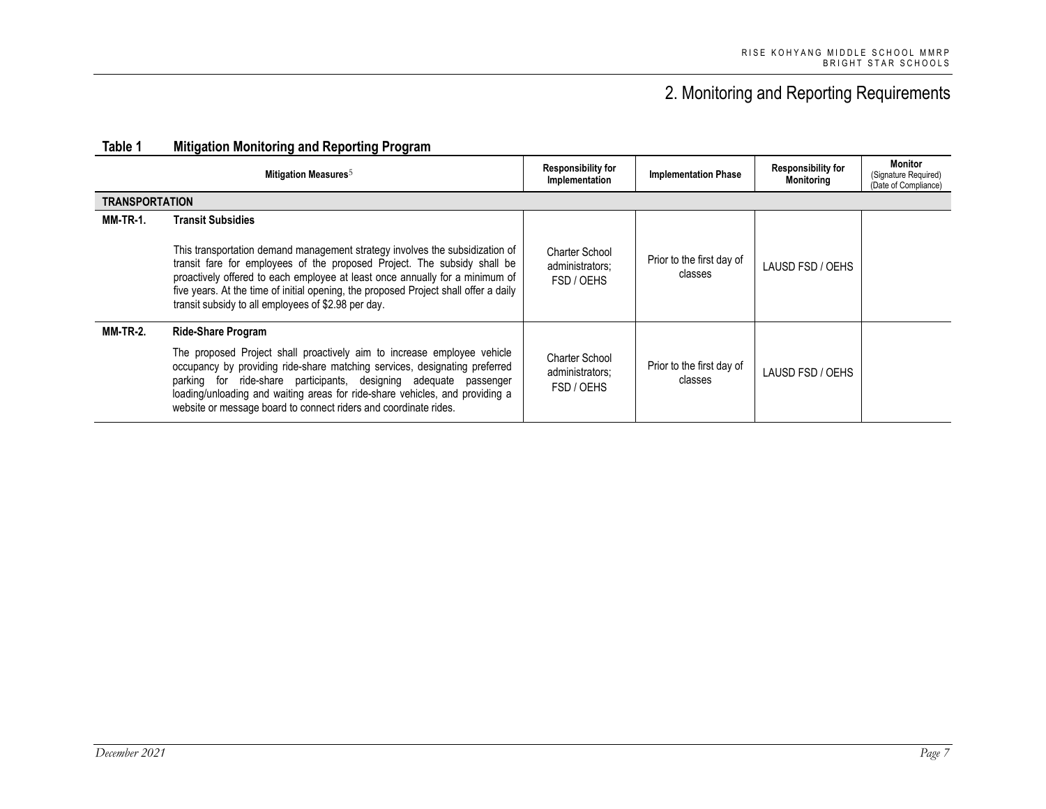# 2. Monitoring and Reporting Requirements

**Table 1 Mitigation Monitoring and Reporting Program**

| Mitigation Measures[5] | | Responsibility for Implementation | Implementation Phase | Responsibility for Monitoring | Monitor (Signature Required) (Date of Compliance) |
|---|---|---|---|---|---|
| **TRANSPORTATION** | | | | | |
| **MM-TR-1.** | **Transit Subsidies**<br><br>This transportation demand management strategy involves the subsidization of transit fare for employees of the proposed Project. The subsidy shall be proactively offered to each employee at least once annually for a minimum of five years. At the time of initial opening, the proposed Project shall offer a daily transit subsidy to all employees of $2.98 per day. | Charter School administrators; FSD / OEHS | Prior to the first day of classes | LAUSD FSD / OEHS | |
| **MM-TR-2.** | **Ride-Share Program**<br><br>The proposed Project shall proactively aim to increase employee vehicle occupancy by providing ride-share matching services, designating preferred parking for ride-share participants, designing adequate passenger loading/unloading and waiting areas for ride-share vehicles, and providing a website or message board to connect riders and coordinate rides. | Charter School administrators; FSD / OEHS | Prior to the first day of classes | LAUSD FSD / OEHS | |